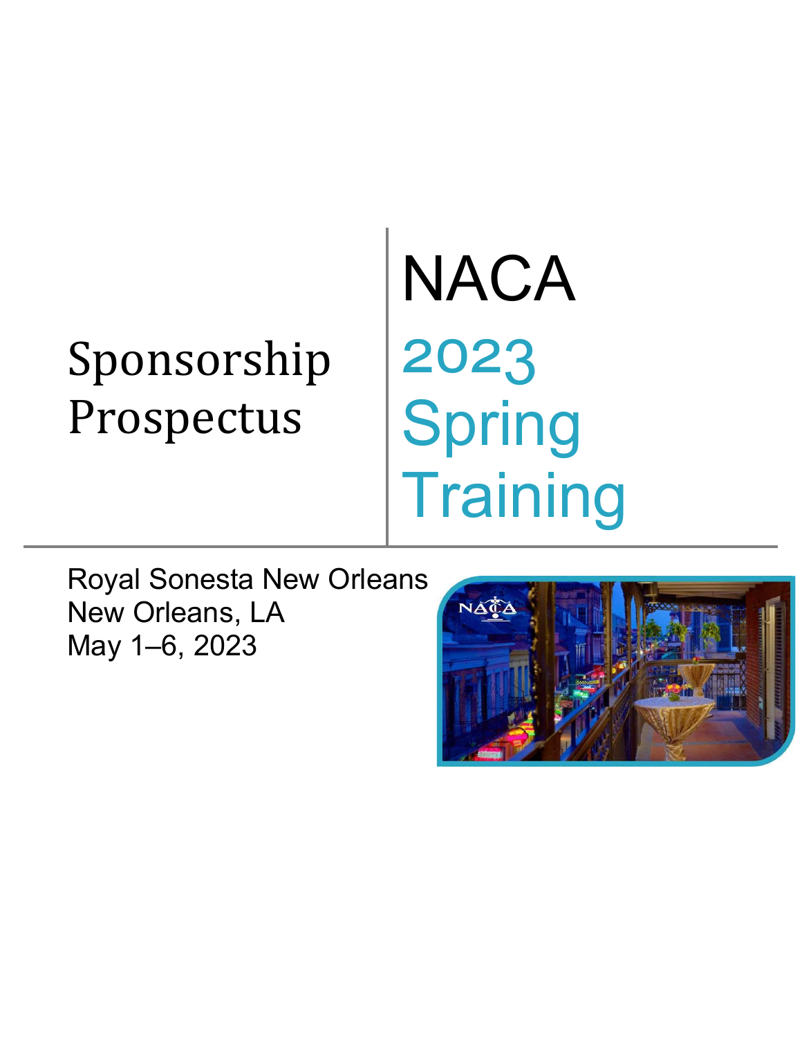# Sponsorship Prospectus

# NACA 2023 Spring Training

Royal Sonesta New Orleans
New Orleans, LA
May 1–6, 2023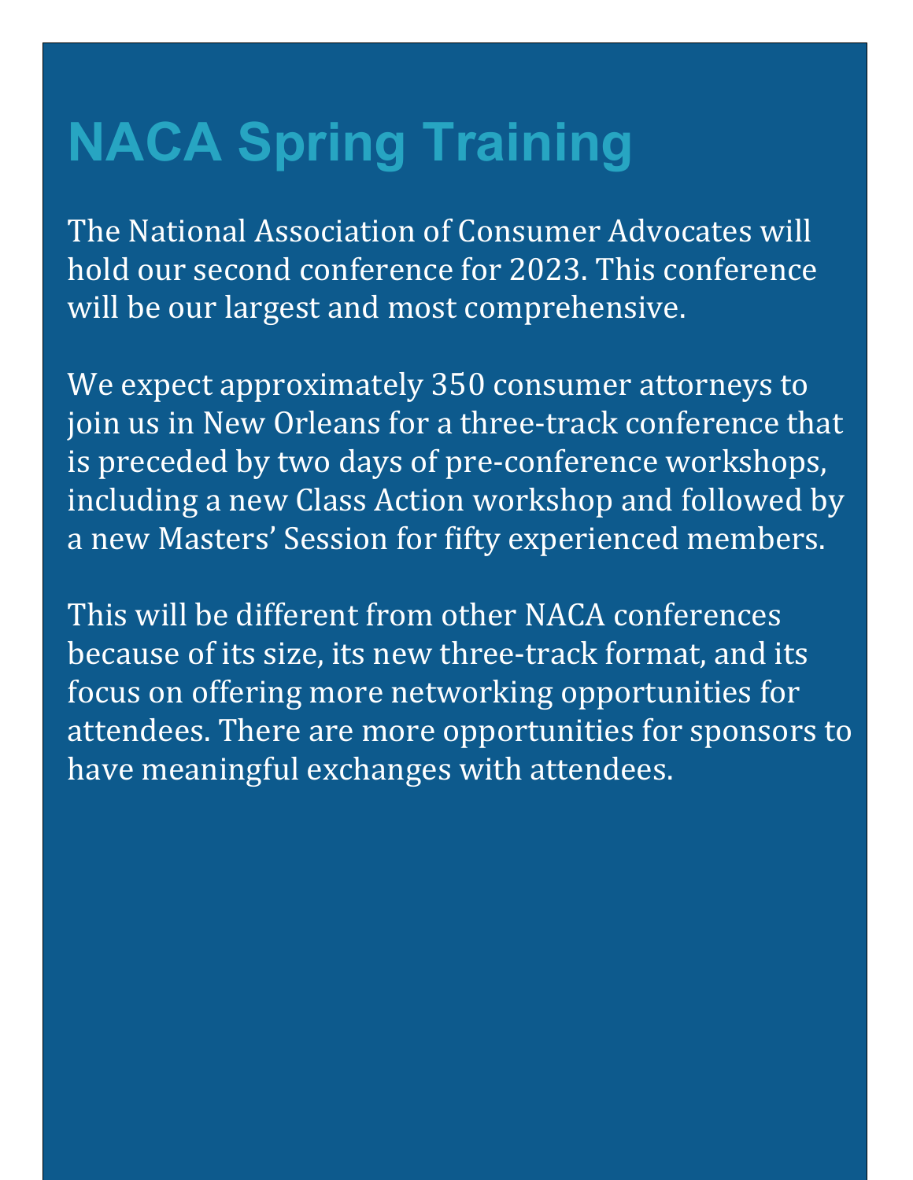# NACA Spring Training

The National Association of Consumer Advocates will hold our second conference for 2023. This conference will be our largest and most comprehensive.

We expect approximately 350 consumer attorneys to join us in New Orleans for a three-track conference that is preceded by two days of pre-conference workshops, including a new Class Action workshop and followed by a new Masters' Session for fifty experienced members.

This will be different from other NACA conferences because of its size, its new three-track format, and its focus on offering more networking opportunities for attendees. There are more opportunities for sponsors to have meaningful exchanges with attendees.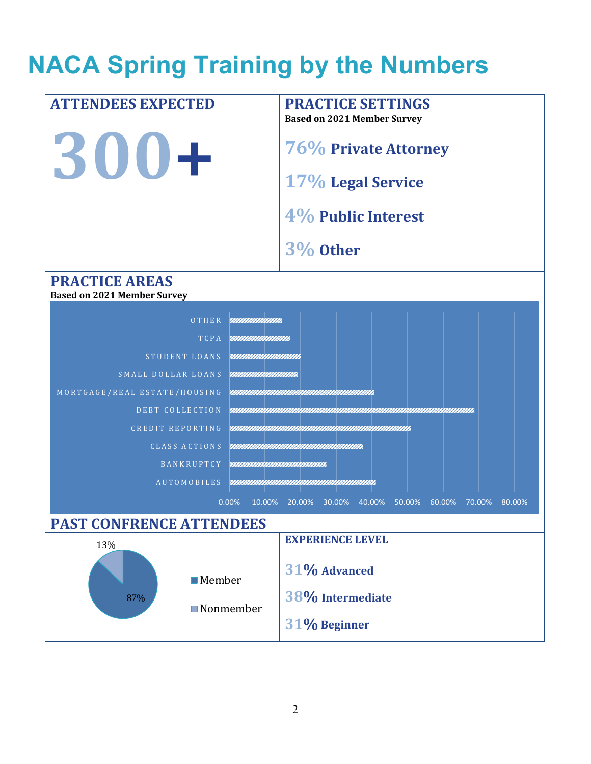# NACA Spring Training by the Numbers

## ATTENDEES EXPECTED

**300+**

## PRACTICE SETTINGS

**Based on 2021 Member Survey**

**76%** Private Attorney

**17%** Legal Service

**4%** Public Interest

**3%** Other

## PRACTICE AREAS

**Based on 2021 Member Survey**

OTHER

TCPA

STUDENT LOANS

SMALL DOLLAR LOANS

MORTGAGE/REAL ESTATE/HOUSING

DEBT COLLECTION

CREDIT REPORTING

CLASS ACTIONS

BANKRUPTCY

AUTOMOBILES

0.00% 10.00% 20.00% 30.00% 40.00% 50.00% 60.00% 70.00% 80.00%

## PAST CONFRENCE ATTENDEES

13%

87%

Member

Nonmember

### EXPERIENCE LEVEL

**31%** Advanced

**38%** Intermediate

**31%** Beginner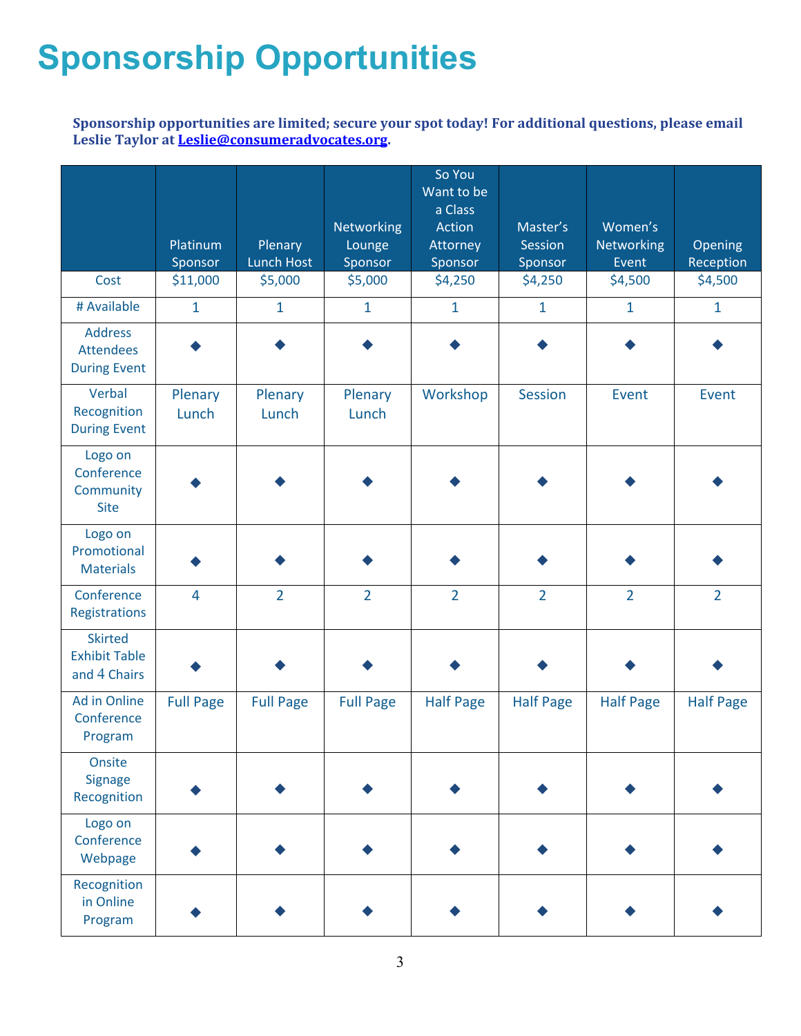# Sponsorship Opportunities

**Sponsorship opportunities are limited; secure your spot today! For additional questions, please email Leslie Taylor at [Leslie@consumeradvocates.org](mailto:Leslie@consumeradvocates.org).**

| | Platinum Sponsor | Plenary Lunch Host | Networking Lounge Sponsor | So You Want to be a Class Action Attorney Sponsor | Master's Session Sponsor | Women's Networking Event | Opening Reception |
|---|---|---|---|---|---|---|---|
| Cost | $11,000 | $5,000 | $5,000 | $4,250 | $4,250 | $4,500 | $4,500 |
| # Available | 1 | 1 | 1 | 1 | 1 | 1 | 1 |
| Address Attendees During Event | ◆ | ◆ | ◆ | ◆ | ◆ | ◆ | ◆ |
| Verbal Recognition During Event | Plenary Lunch | Plenary Lunch | Plenary Lunch | Workshop | Session | Event | Event |
| Logo on Conference Community Site | ◆ | ◆ | ◆ | ◆ | ◆ | ◆ | ◆ |
| Logo on Promotional Materials | ◆ | ◆ | ◆ | ◆ | ◆ | ◆ | ◆ |
| Conference Registrations | 4 | 2 | 2 | 2 | 2 | 2 | 2 |
| Skirted Exhibit Table and 4 Chairs | ◆ | ◆ | ◆ | ◆ | ◆ | ◆ | ◆ |
| Ad in Online Conference Program | Full Page | Full Page | Full Page | Half Page | Half Page | Half Page | Half Page |
| Onsite Signage Recognition | ◆ | ◆ | ◆ | ◆ | ◆ | ◆ | ◆ |
| Logo on Conference Webpage | ◆ | ◆ | ◆ | ◆ | ◆ | ◆ | ◆ |
| Recognition in Online Program | ◆ | ◆ | ◆ | ◆ | ◆ | ◆ | ◆ |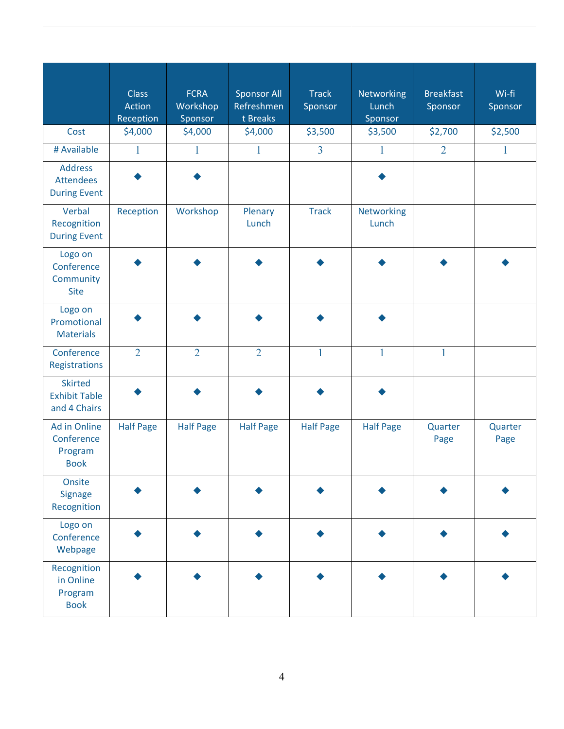| | Class Action Reception | FCRA Workshop Sponsor | Sponsor All Refreshment Breaks | Track Sponsor | Networking Lunch Sponsor | Breakfast Sponsor | Wi-fi Sponsor |
|---|---|---|---|---|---|---|---|
| Cost | $4,000 | $4,000 | $4,000 | $3,500 | $3,500 | $2,700 | $2,500 |
| # Available | 1 | 1 | 1 | 3 | 1 | 2 | 1 |
| Address Attendees During Event | ◆ | ◆ | | | ◆ | | |
| Verbal Recognition During Event | Reception | Workshop | Plenary Lunch | Track | Networking Lunch | | |
| Logo on Conference Community Site | ◆ | ◆ | ◆ | ◆ | ◆ | ◆ | ◆ |
| Logo on Promotional Materials | ◆ | ◆ | ◆ | ◆ | ◆ | | |
| Conference Registrations | 2 | 2 | 2 | 1 | 1 | 1 | |
| Skirted Exhibit Table and 4 Chairs | ◆ | ◆ | ◆ | ◆ | ◆ | | |
| Ad in Online Conference Program Book | Half Page | Half Page | Half Page | Half Page | Half Page | Quarter Page | Quarter Page |
| Onsite Signage Recognition | ◆ | ◆ | ◆ | ◆ | ◆ | ◆ | ◆ |
| Logo on Conference Webpage | ◆ | ◆ | ◆ | ◆ | ◆ | ◆ | ◆ |
| Recognition in Online Program Book | ◆ | ◆ | ◆ | ◆ | ◆ | ◆ | ◆ |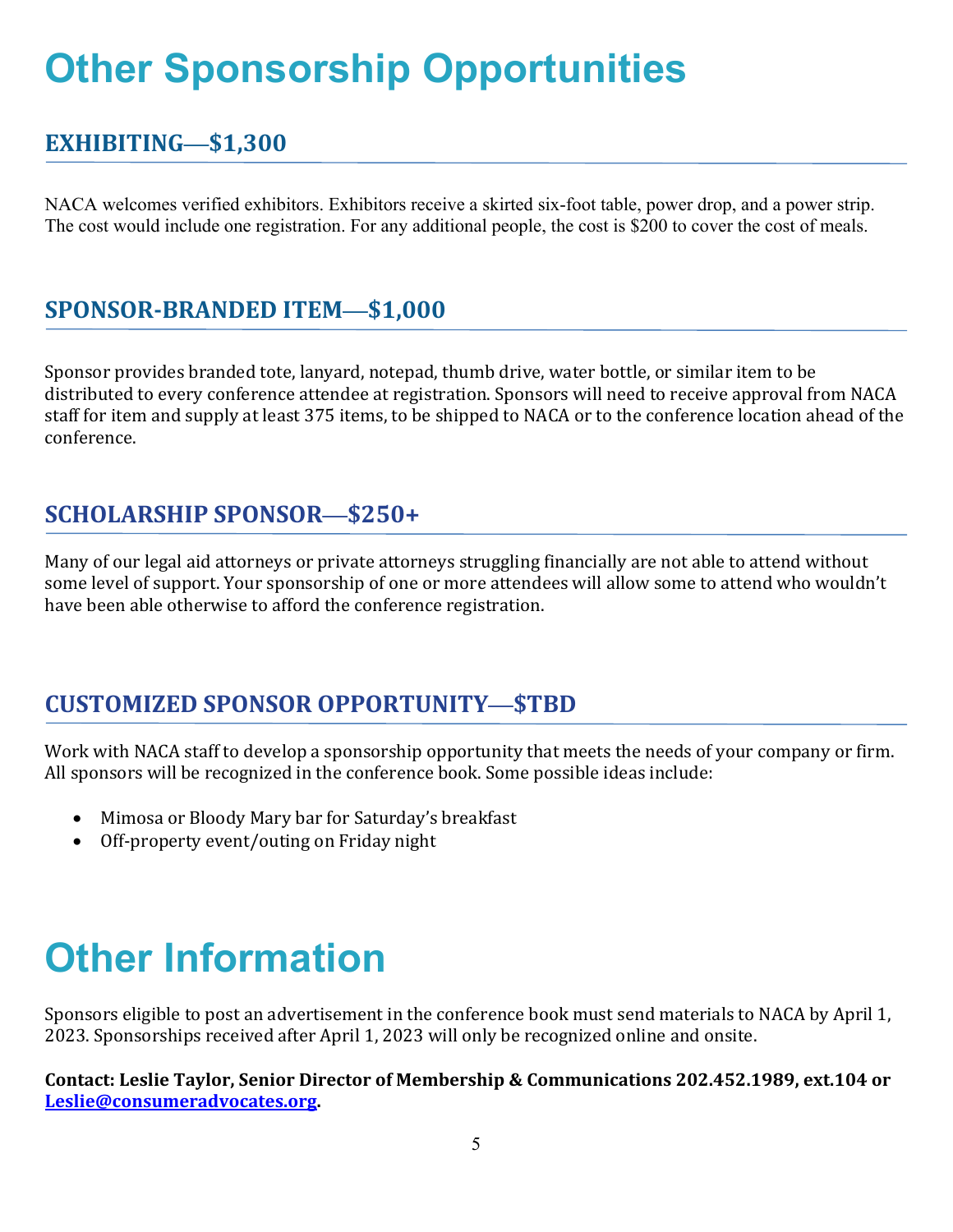# Other Sponsorship Opportunities

## EXHIBITING—$1,300

NACA welcomes verified exhibitors. Exhibitors receive a skirted six-foot table, power drop, and a power strip. The cost would include one registration. For any additional people, the cost is $200 to cover the cost of meals.

## SPONSOR-BRANDED ITEM—$1,000

Sponsor provides branded tote, lanyard, notepad, thumb drive, water bottle, or similar item to be distributed to every conference attendee at registration. Sponsors will need to receive approval from NACA staff for item and supply at least 375 items, to be shipped to NACA or to the conference location ahead of the conference.

## SCHOLARSHIP SPONSOR—$250+

Many of our legal aid attorneys or private attorneys struggling financially are not able to attend without some level of support. Your sponsorship of one or more attendees will allow some to attend who wouldn't have been able otherwise to afford the conference registration.

## CUSTOMIZED SPONSOR OPPORTUNITY—$TBD

Work with NACA staff to develop a sponsorship opportunity that meets the needs of your company or firm. All sponsors will be recognized in the conference book. Some possible ideas include:

- Mimosa or Bloody Mary bar for Saturday's breakfast
- Off-property event/outing on Friday night

# Other Information

Sponsors eligible to post an advertisement in the conference book must send materials to NACA by April 1, 2023. Sponsorships received after April 1, 2023 will only be recognized online and onsite.

**Contact: Leslie Taylor, Senior Director of Membership & Communications 202.452.1989, ext.104 or Leslie@consumeradvocates.org.**